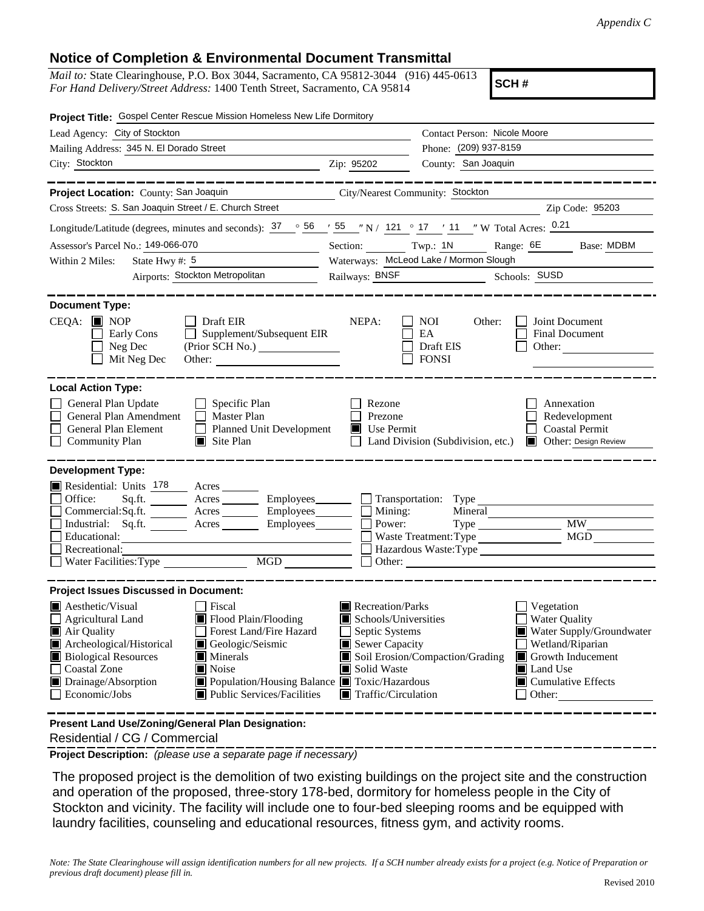*Appendix C*

## Notice of Completion & Environmental Document Transmittal

*Mail to:* State Clearinghouse, P.O. Box 3044, Sacramento, CA 95812-3044 (916) 445-0613
*For Hand Delivery/Street Address:* 1400 Tenth Street, Sacramento, CA 95814

**SCH #**

**Project Title:** Gospel Center Rescue Mission Homeless New Life Dormitory

Lead Agency: City of Stockton
Contact Person: Nicole Moore
Mailing Address: 345 N. El Dorado Street
Phone: (209) 937-8159
City: Stockton
Zip: 95202
County: San Joaquin

---

**Project Location:** County: San Joaquin
City/Nearest Community: Stockton
Cross Streets: S. San Joaquin Street / E. Church Street
Zip Code: 95203
Longitude/Latitude (degrees, minutes and seconds): 37 ° 56 ′ 55 ″ N / 121 ° 17 ′ 11 ″ W Total Acres: 0.21
Assessor's Parcel No.: 149-066-070
Section: Twp.: 1N Range: 6E Base: MDBM
Within 2 Miles: State Hwy #: 5
Waterways: McLeod Lake / Mormon Slough
Airports: Stockton Metropolitan
Railways: BNSF
Schools: SUSD

---

**Document Type:**

CEQA: ■ NOP ☐ Early Cons ☐ Neg Dec ☐ Mit Neg Dec ☐ Draft EIR ☐ Supplement/Subsequent EIR (Prior SCH No.) Other:

NEPA: ☐ NOI ☐ EA ☐ Draft EIS ☐ FONSI

Other: ☐ Joint Document ☐ Final Document ☐ Other:

---

**Local Action Type:**

☐ General Plan Update
☐ General Plan Amendment
☐ General Plan Element
☐ Community Plan
☐ Specific Plan
☐ Master Plan
☐ Planned Unit Development
■ Site Plan
☐ Rezone
☐ Prezone
■ Use Permit
☐ Land Division (Subdivision, etc.)
☐ Annexation
☐ Redevelopment
☐ Coastal Permit
■ Other: Design Review

---

**Development Type:**

■ Residential: Units 178 Acres
☐ Office: Sq.ft. Acres Employees
☐ Commercial: Sq.ft. Acres Employees
☐ Industrial: Sq.ft. Acres Employees
☐ Educational:
☐ Recreational:
☐ Water Facilities: Type MGD
☐ Transportation: Type
☐ Mining: Mineral
☐ Power: Type MW
☐ Waste Treatment: Type MGD
☐ Hazardous Waste: Type
☐ Other:

---

**Project Issues Discussed in Document:**

■ Aesthetic/Visual
☐ Agricultural Land
■ Air Quality
■ Archeological/Historical
■ Biological Resources
☐ Coastal Zone
■ Drainage/Absorption
☐ Economic/Jobs
☐ Fiscal
■ Flood Plain/Flooding
☐ Forest Land/Fire Hazard
■ Geologic/Seismic
■ Minerals
■ Noise
■ Population/Housing Balance
■ Public Services/Facilities
■ Recreation/Parks
■ Schools/Universities
☐ Septic Systems
■ Sewer Capacity
■ Soil Erosion/Compaction/Grading
■ Solid Waste
■ Toxic/Hazardous
■ Traffic/Circulation
☐ Vegetation
☐ Water Quality
■ Water Supply/Groundwater
☐ Wetland/Riparian
■ Growth Inducement
■ Land Use
■ Cumulative Effects
☐ Other:

---

**Present Land Use/Zoning/General Plan Designation:**

Residential / CG / Commercial

**Project Description:** *(please use a separate page if necessary)*

The proposed project is the demolition of two existing buildings on the project site and the construction and operation of the proposed, three-story 178-bed, dormitory for homeless people in the City of Stockton and vicinity. The facility will include one to four-bed sleeping rooms and be equipped with laundry facilities, counseling and educational resources, fitness gym, and activity rooms.

*Note: The State Clearinghouse will assign identification numbers for all new projects. If a SCH number already exists for a project (e.g. Notice of Preparation or previous draft document) please fill in.*

Revised 2010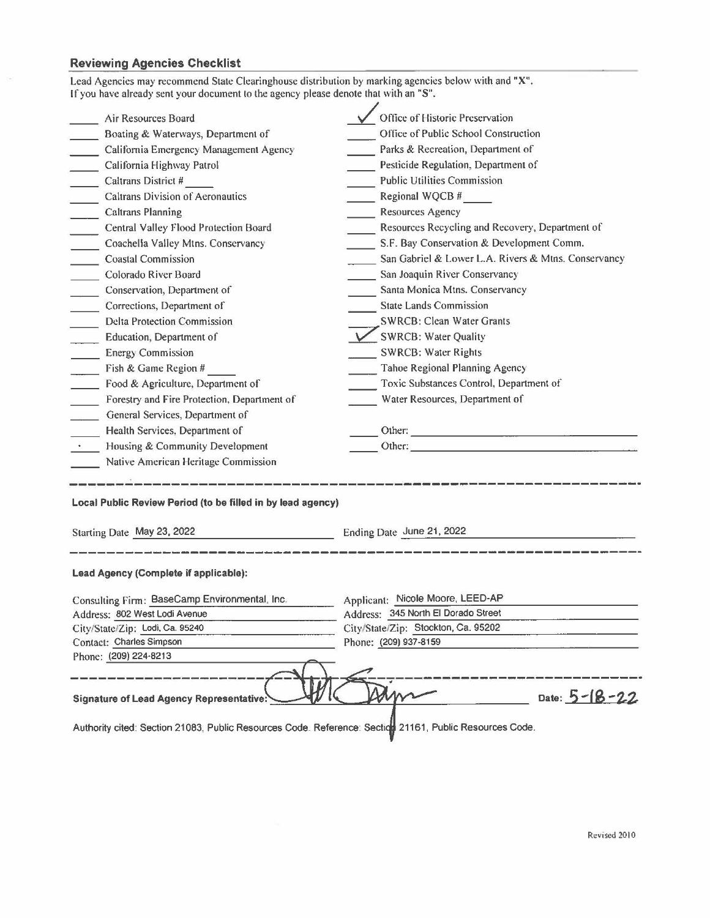## Reviewing Agencies Checklist

Lead Agencies may recommend State Clearinghouse distribution by marking agencies below with and "X".
If you have already sent your document to the agency please denote that with an "S".

- ____ Air Resources Board
- ____ Boating & Waterways, Department of
- ____ California Emergency Management Agency
- ____ California Highway Patrol
- ____ Caltrans District # ____
- ____ Caltrans Division of Aeronautics
- ____ Caltrans Planning
- ____ Central Valley Flood Protection Board
- ____ Coachella Valley Mtns. Conservancy
- ____ Coastal Commission
- ____ Colorado River Board
- ____ Conservation, Department of
- ____ Corrections, Department of
- ____ Delta Protection Commission
- ____ Education, Department of
- ____ Energy Commission
- ____ Fish & Game Region # ____
- ____ Food & Agriculture, Department of
- ____ Forestry and Fire Protection, Department of
- ____ General Services, Department of
- ____ Health Services, Department of
- ____ Housing & Community Development
- ____ Native American Heritage Commission
- ✓ Office of Historic Preservation
- ____ Office of Public School Construction
- ____ Parks & Recreation, Department of
- ____ Pesticide Regulation, Department of
- ____ Public Utilities Commission
- ____ Regional WQCB # ____
- ____ Resources Agency
- ____ Resources Recycling and Recovery, Department of
- ____ S.F. Bay Conservation & Development Comm.
- ____ San Gabriel & Lower L.A. Rivers & Mtns. Conservancy
- ____ San Joaquin River Conservancy
- ____ Santa Monica Mtns. Conservancy
- ____ State Lands Commission
- ____ SWRCB: Clean Water Grants
- ✓ SWRCB: Water Quality
- ____ SWRCB: Water Rights
- ____ Tahoe Regional Planning Agency
- ____ Toxic Substances Control, Department of
- ____ Water Resources, Department of
- ____ Other: ____________________
- ____ Other: ____________________

---

**Local Public Review Period (to be filled in by lead agency)**

Starting Date May 23, 2022 Ending Date June 21, 2022

---

**Lead Agency (Complete if applicable):**

Consulting Firm: BaseCamp Environmental, Inc.
Address: 802 West Lodi Avenue
City/State/Zip: Lodi, Ca. 95240
Contact: Charles Simpson
Phone: (209) 224-8213

Applicant: Nicole Moore, LEED-AP
Address: 345 North El Dorado Street
City/State/Zip: Stockton, Ca. 95202
Phone: (209) 937-8159

---

**Signature of Lead Agency Representative:** [signature] Date: 5-18-22

Authority cited: Section 21083, Public Resources Code. Reference: Section 21161, Public Resources Code.

Revised 2010